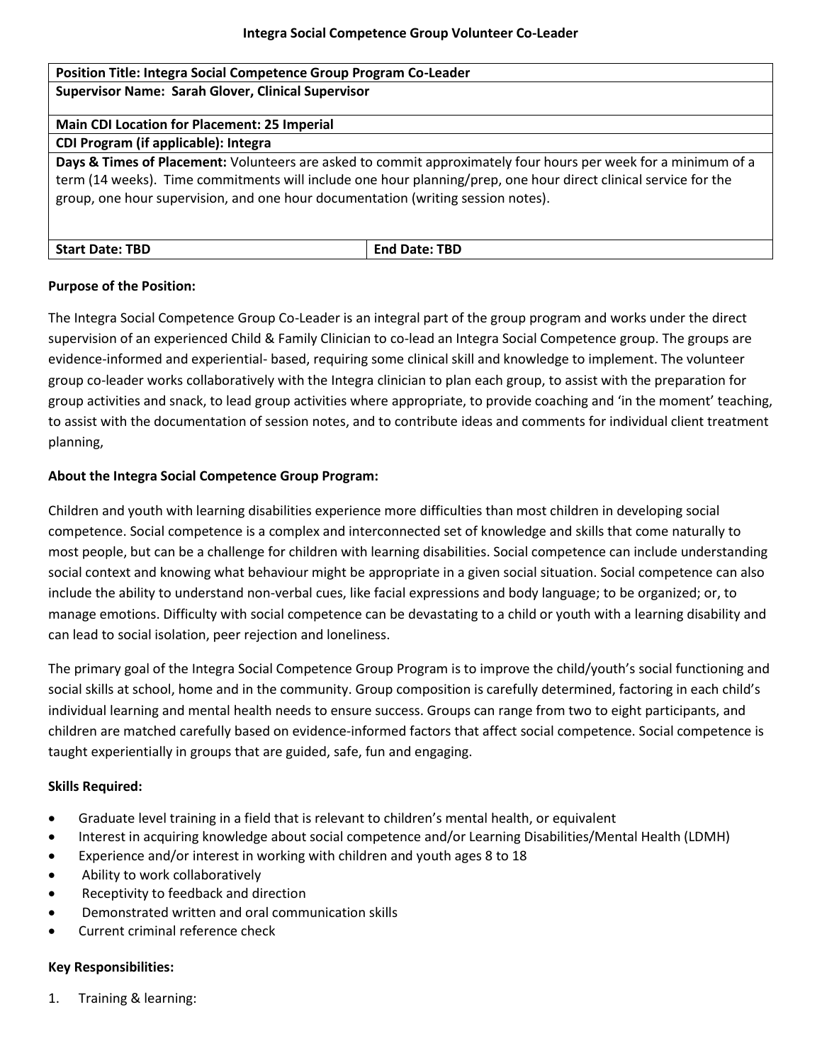# Integra Social Competence Group Volunteer Co-Leader

| Position Title: Integra Social Competence Group Program Co-Leader | |
|---|---|
| **Supervisor Name: Sarah Glover, Clinical Supervisor** | |
| **Main CDI Location for Placement: 25 Imperial** | |
| **CDI Program (if applicable): Integra** | |
| **Days & Times of Placement:** Volunteers are asked to commit approximately four hours per week for a minimum of a term (14 weeks). Time commitments will include one hour planning/prep, one hour direct clinical service for the group, one hour supervision, and one hour documentation (writing session notes). | |
| **Start Date: TBD** | **End Date: TBD** |

**Purpose of the Position:**

The Integra Social Competence Group Co-Leader is an integral part of the group program and works under the direct supervision of an experienced Child & Family Clinician to co-lead an Integra Social Competence group. The groups are evidence-informed and experiential- based, requiring some clinical skill and knowledge to implement. The volunteer group co-leader works collaboratively with the Integra clinician to plan each group, to assist with the preparation for group activities and snack, to lead group activities where appropriate, to provide coaching and 'in the moment' teaching, to assist with the documentation of session notes, and to contribute ideas and comments for individual client treatment planning,

**About the Integra Social Competence Group Program:**

Children and youth with learning disabilities experience more difficulties than most children in developing social competence. Social competence is a complex and interconnected set of knowledge and skills that come naturally to most people, but can be a challenge for children with learning disabilities. Social competence can include understanding social context and knowing what behaviour might be appropriate in a given social situation. Social competence can also include the ability to understand non-verbal cues, like facial expressions and body language; to be organized; or, to manage emotions. Difficulty with social competence can be devastating to a child or youth with a learning disability and can lead to social isolation, peer rejection and loneliness.

The primary goal of the Integra Social Competence Group Program is to improve the child/youth's social functioning and social skills at school, home and in the community. Group composition is carefully determined, factoring in each child's individual learning and mental health needs to ensure success. Groups can range from two to eight participants, and children are matched carefully based on evidence-informed factors that affect social competence. Social competence is taught experientially in groups that are guided, safe, fun and engaging.

**Skills Required:**

- Graduate level training in a field that is relevant to children's mental health, or equivalent
- Interest in acquiring knowledge about social competence and/or Learning Disabilities/Mental Health (LDMH)
- Experience and/or interest in working with children and youth ages 8 to 18
- Ability to work collaboratively
- Receptivity to feedback and direction
- Demonstrated written and oral communication skills
- Current criminal reference check

**Key Responsibilities:**

1. Training & learning: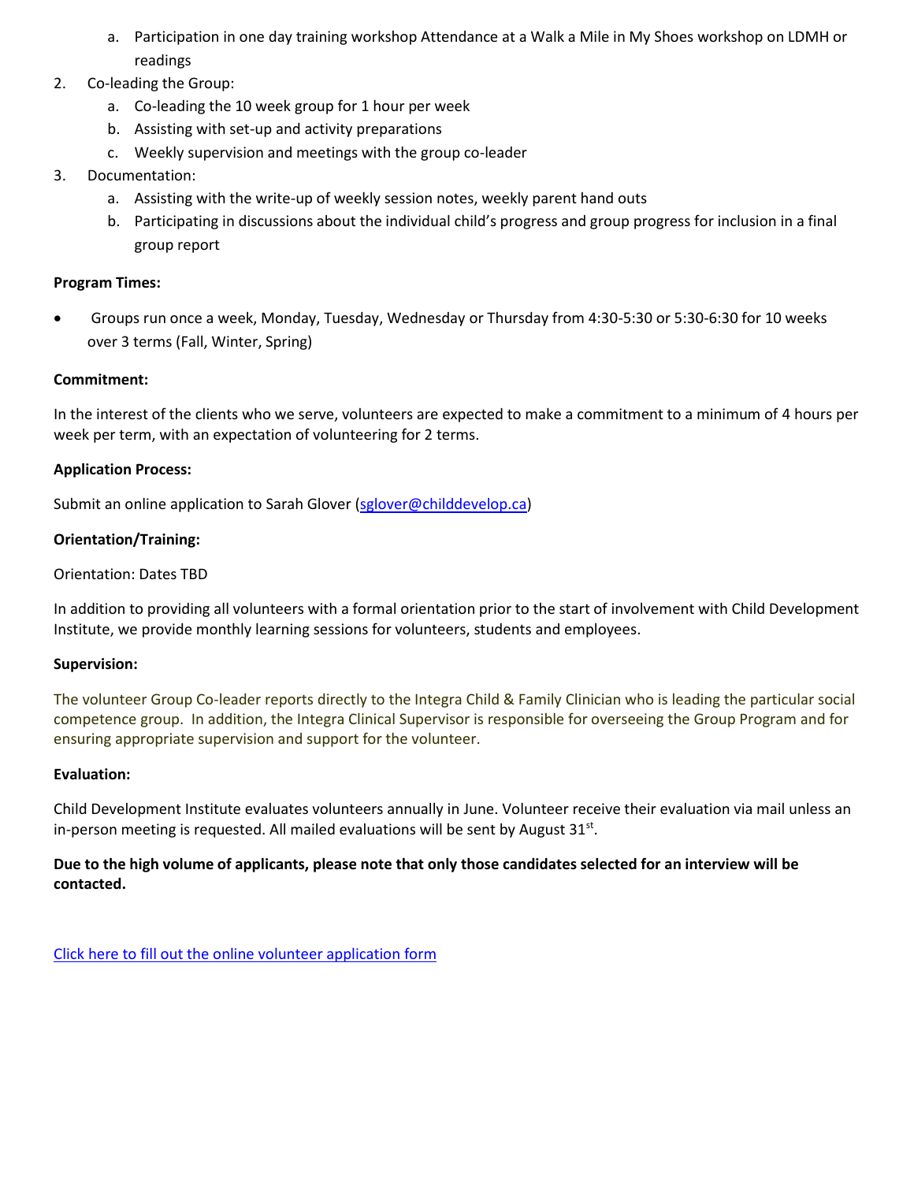a. Participation in one day training workshop Attendance at a Walk a Mile in My Shoes workshop on LDMH or readings

2. Co-leading the Group:
   a. Co-leading the 10 week group for 1 hour per week
   b. Assisting with set-up and activity preparations
   c. Weekly supervision and meetings with the group co-leader
3. Documentation:
   a. Assisting with the write-up of weekly session notes, weekly parent hand outs
   b. Participating in discussions about the individual child's progress and group progress for inclusion in a final group report

**Program Times:**

- Groups run once a week, Monday, Tuesday, Wednesday or Thursday from 4:30-5:30 or 5:30-6:30 for 10 weeks over 3 terms (Fall, Winter, Spring)

**Commitment:**

In the interest of the clients who we serve, volunteers are expected to make a commitment to a minimum of 4 hours per week per term, with an expectation of volunteering for 2 terms.

**Application Process:**

Submit an online application to Sarah Glover (sglover@childdevelop.ca)

**Orientation/Training:**

Orientation: Dates TBD

In addition to providing all volunteers with a formal orientation prior to the start of involvement with Child Development Institute, we provide monthly learning sessions for volunteers, students and employees.

**Supervision:**

The volunteer Group Co-leader reports directly to the Integra Child & Family Clinician who is leading the particular social competence group. In addition, the Integra Clinical Supervisor is responsible for overseeing the Group Program and for ensuring appropriate supervision and support for the volunteer.

**Evaluation:**

Child Development Institute evaluates volunteers annually in June. Volunteer receive their evaluation via mail unless an in-person meeting is requested. All mailed evaluations will be sent by August 31st.

**Due to the high volume of applicants, please note that only those candidates selected for an interview will be contacted.**

Click here to fill out the online volunteer application form